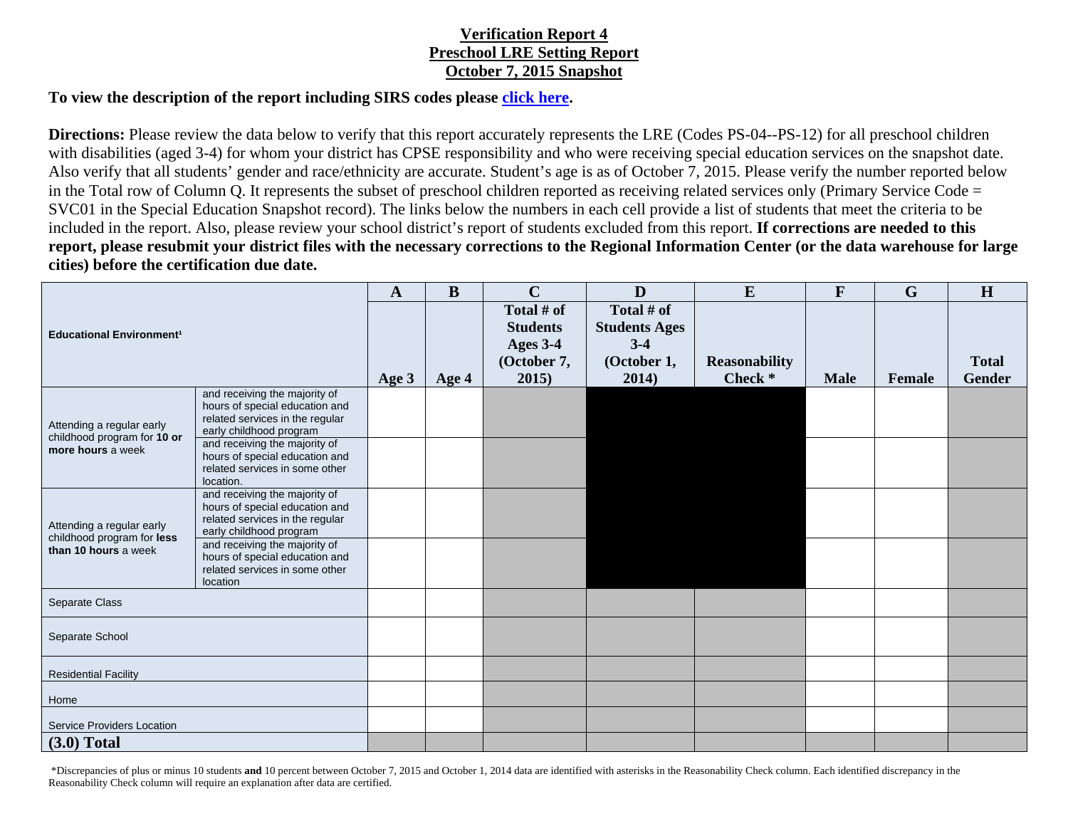# Verification Report 4
## Preschool LRE Setting Report
## October 7, 2015 Snapshot

**To view the description of the report including SIRS codes please click here.**

**Directions:** Please review the data below to verify that this report accurately represents the LRE (Codes PS-04--PS-12) for all preschool children with disabilities (aged 3-4) for whom your district has CPSE responsibility and who were receiving special education services on the snapshot date. Also verify that all students' gender and race/ethnicity are accurate. Student's age is as of October 7, 2015. Please verify the number reported below in the Total row of Column Q. It represents the subset of preschool children reported as receiving related services only (Primary Service Code = SVC01 in the Special Education Snapshot record). The links below the numbers in each cell provide a list of students that meet the criteria to be included in the report. Also, please review your school district's report of students excluded from this report. **If corrections are needed to this report, please resubmit your district files with the necessary corrections to the Regional Information Center (or the data warehouse for large cities) before the certification due date.**

| Educational Environment[1] | | A | B | C | D | E | F | G | H |
|---|---|---|---|---|---|---|---|---|---|
| | | Age 3 | Age 4 | Total # of Students Ages 3-4 (October 7, 2015) | Total # of Students Ages 3-4 (October 1, 2014) | Reasonability Check * | Male | Female | Total Gender |
| Attending a regular early childhood program for **10 or more hours** a week | and receiving the majority of hours of special education and related services in the regular early childhood program | | | | | | | | |
| | and receiving the majority of hours of special education and related services in some other location. | | | | | | | | |
| Attending a regular early childhood program for **less than 10 hours** a week | and receiving the majority of hours of special education and related services in the regular early childhood program | | | | | | | | |
| | and receiving the majority of hours of special education and related services in some other location | | | | | | | | |
| Separate Class | | | | | | | | | |
| Separate School | | | | | | | | | |
| Residential Facility | | | | | | | | | |
| Home | | | | | | | | | |
| Service Providers Location | | | | | | | | | |
| **(3.0) Total** | | | | | | | | | |

*Discrepancies of plus or minus 10 students **and** 10 percent between October 7, 2015 and October 1, 2014 data are identified with asterisks in the Reasonability Check column. Each identified discrepancy in the Reasonability Check column will require an explanation after data are certified.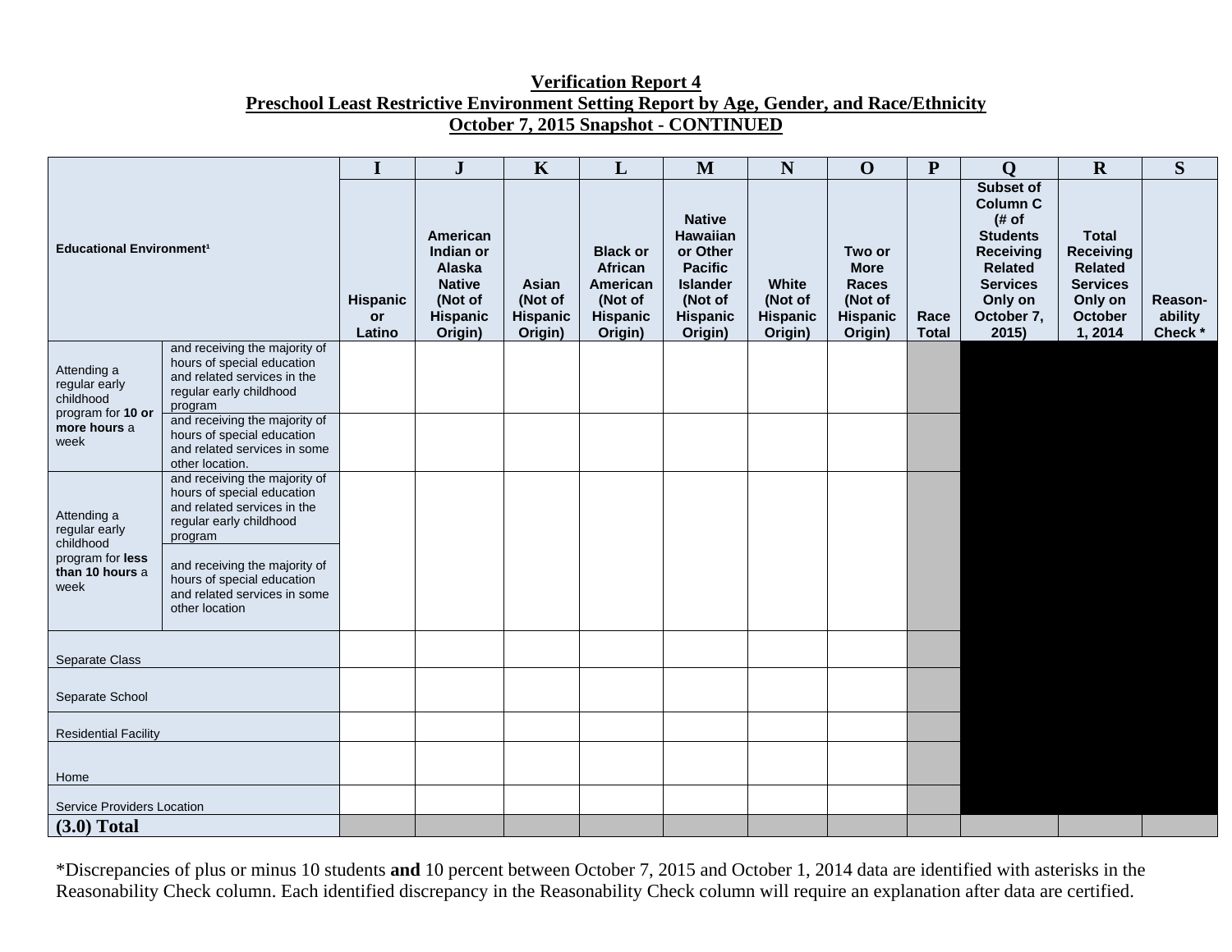**Verification Report 4**
**Preschool Least Restrictive Environment Setting Report by Age, Gender, and Race/Ethnicity**
**October 7, 2015 Snapshot - CONTINUED**

| | | I | J | K | L | M | N | O | P | Q | R | S |
|---|---|---|---|---|---|---|---|---|---|---|---|---|
| **Educational Environment**[1] | | **Hispanic or Latino** | **American Indian or Alaska Native (Not of Hispanic Origin)** | **Asian (Not of Hispanic Origin)** | **Black or African American (Not of Hispanic Origin)** | **Native Hawaiian or Other Pacific Islander (Not of Hispanic Origin)** | **White (Not of Hispanic Origin)** | **Two or More Races (Not of Hispanic Origin)** | **Race Total** | **Subset of Column C (# of Students Receiving Related Services Only on October 7, 2015)** | **Total Receiving Related Services Only on October 1, 2014** | **Reason-ability Check *** |
| Attending a regular early childhood program for **10 or more hours** a week | and receiving the majority of hours of special education and related services in the regular early childhood program | | | | | | | | | | | |
| | and receiving the majority of hours of special education and related services in some other location. | | | | | | | | | | | |
| Attending a regular early childhood program for **less than 10 hours** a week | and receiving the majority of hours of special education and related services in the regular early childhood program | | | | | | | | | | | |
| | and receiving the majority of hours of special education and related services in some other location | | | | | | | | | | | |
| Separate Class | | | | | | | | | | | | |
| Separate School | | | | | | | | | | | | |
| Residential Facility | | | | | | | | | | | | |
| Home | | | | | | | | | | | | |
| Service Providers Location | | | | | | | | | | | | |
| **(3.0) Total** | | | | | | | | | | | | |

*Discrepancies of plus or minus 10 students **and** 10 percent between October 7, 2015 and October 1, 2014 data are identified with asterisks in the Reasonability Check column. Each identified discrepancy in the Reasonability Check column will require an explanation after data are certified.